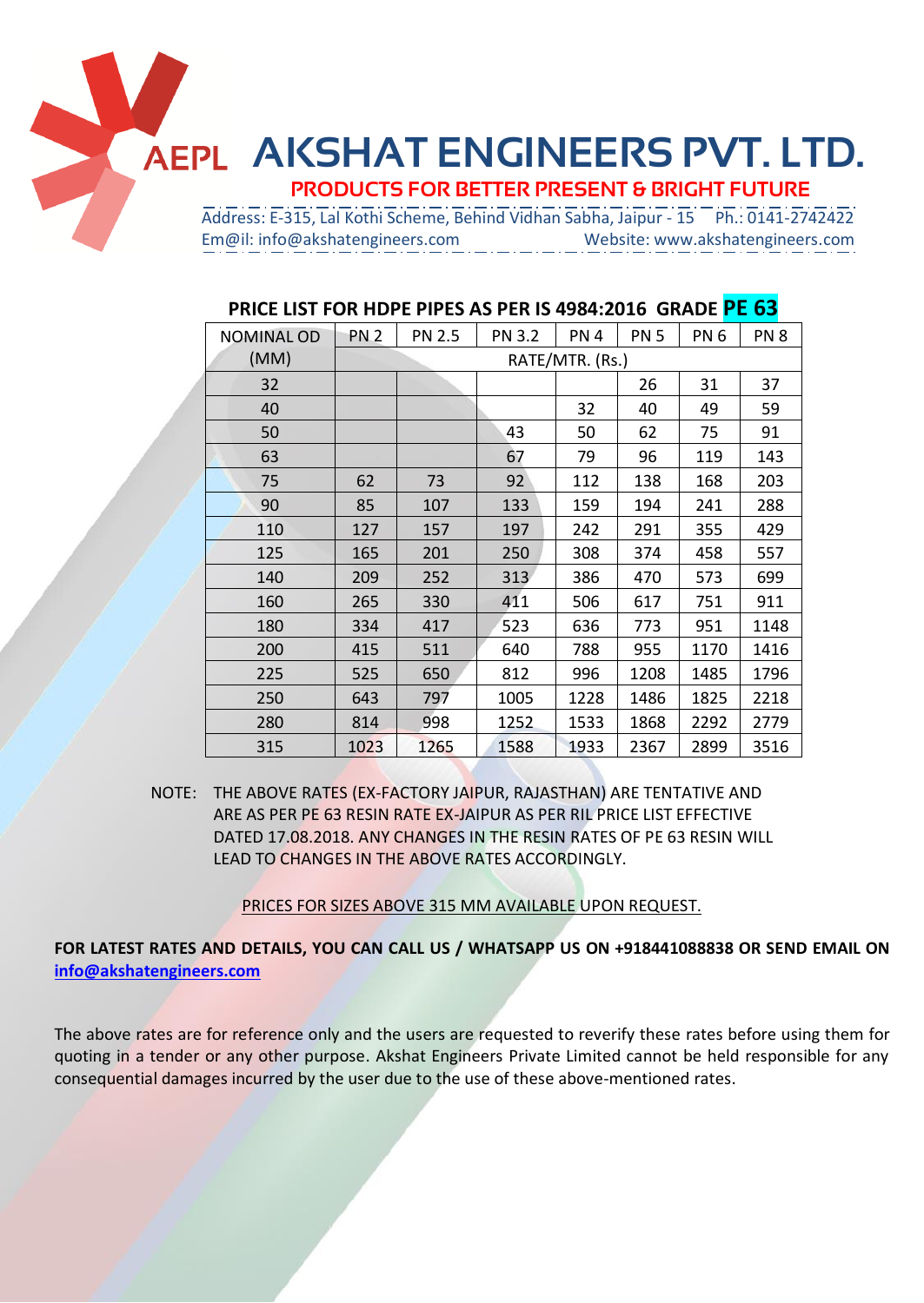# AEPL AKSHAT ENGINEERS PVT. LTD.

**PRODUCTS FOR BETTER PRESENT & BRIGHT FUTURE**

Address: E-315, Lal Kothi Scheme, Behind Vidhan Sabha, Jaipur - 15 Ph.: 0141-2742422
Em@il: info@akshatengineers.com Website: www.akshatengineers.com

## PRICE LIST FOR HDPE PIPES AS PER IS 4984:2016 GRADE PE 63

| NOMINAL OD (MM) | PN 2 | PN 2.5 | PN 3.2 | PN 4 | PN 5 | PN 6 | PN 8 |
|---|---|---|---|---|---|---|---|
| | RATE/MTR. (Rs.) | | | | | | |
| 32 | | | | | 26 | 31 | 37 |
| 40 | | | | 32 | 40 | 49 | 59 |
| 50 | | | 43 | 50 | 62 | 75 | 91 |
| 63 | | | 67 | 79 | 96 | 119 | 143 |
| 75 | 62 | 73 | 92 | 112 | 138 | 168 | 203 |
| 90 | 85 | 107 | 133 | 159 | 194 | 241 | 288 |
| 110 | 127 | 157 | 197 | 242 | 291 | 355 | 429 |
| 125 | 165 | 201 | 250 | 308 | 374 | 458 | 557 |
| 140 | 209 | 252 | 313 | 386 | 470 | 573 | 699 |
| 160 | 265 | 330 | 411 | 506 | 617 | 751 | 911 |
| 180 | 334 | 417 | 523 | 636 | 773 | 951 | 1148 |
| 200 | 415 | 511 | 640 | 788 | 955 | 1170 | 1416 |
| 225 | 525 | 650 | 812 | 996 | 1208 | 1485 | 1796 |
| 250 | 643 | 797 | 1005 | 1228 | 1486 | 1825 | 2218 |
| 280 | 814 | 998 | 1252 | 1533 | 1868 | 2292 | 2779 |
| 315 | 1023 | 1265 | 1588 | 1933 | 2367 | 2899 | 3516 |

NOTE: THE ABOVE RATES (EX-FACTORY JAIPUR, RAJASTHAN) ARE TENTATIVE AND ARE AS PER PE 63 RESIN RATE EX-JAIPUR AS PER RIL PRICE LIST EFFECTIVE DATED 17.08.2018. ANY CHANGES IN THE RESIN RATES OF PE 63 RESIN WILL LEAD TO CHANGES IN THE ABOVE RATES ACCORDINGLY.

PRICES FOR SIZES ABOVE 315 MM AVAILABLE UPON REQUEST.

**FOR LATEST RATES AND DETAILS, YOU CAN CALL US / WHATSAPP US ON +918441088838 OR SEND EMAIL ON info@akshatengineers.com**

The above rates are for reference only and the users are requested to reverify these rates before using them for quoting in a tender or any other purpose. Akshat Engineers Private Limited cannot be held responsible for any consequential damages incurred by the user due to the use of these above-mentioned rates.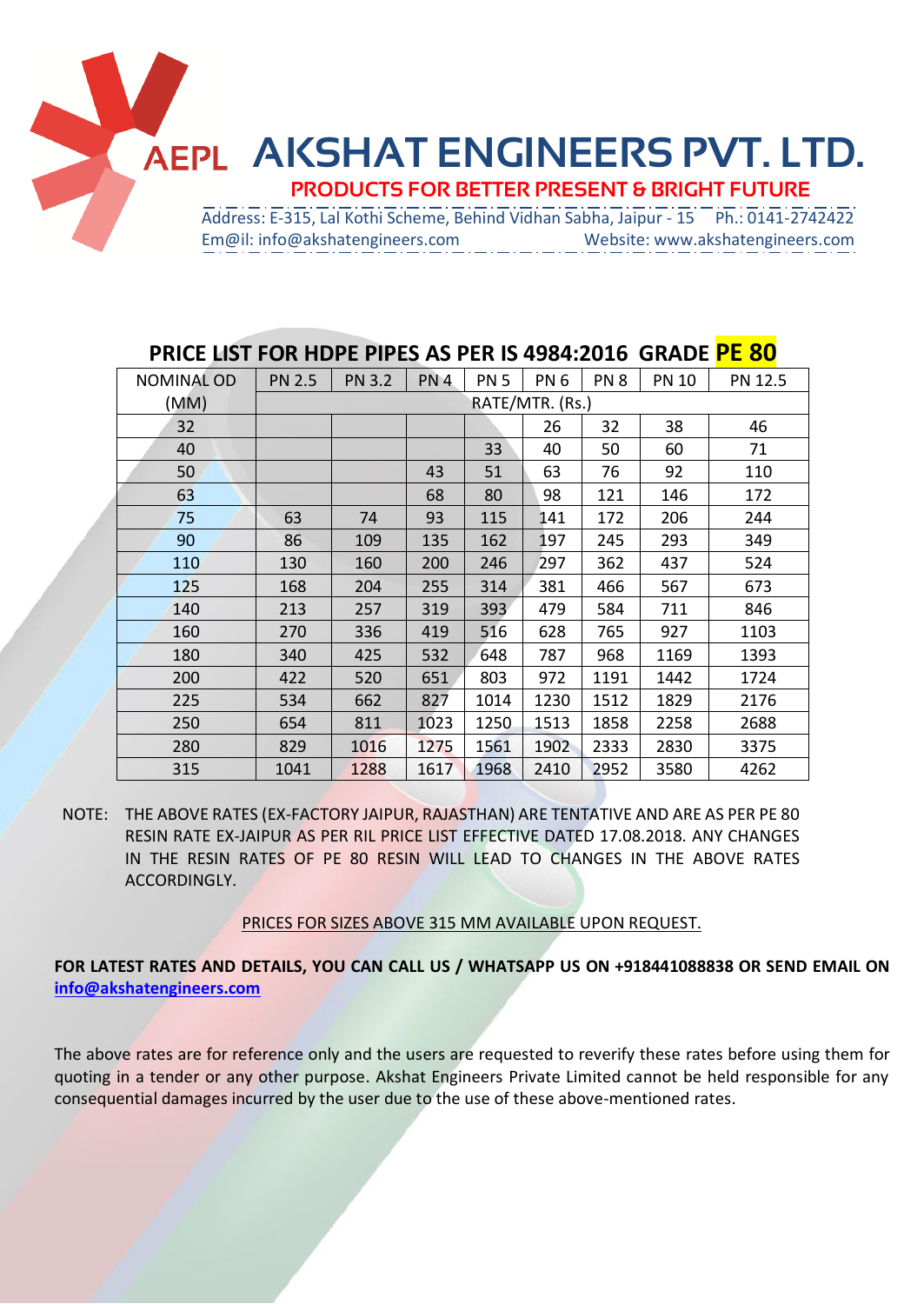# AKSHAT ENGINEERS PVT. LTD.

**PRODUCTS FOR BETTER PRESENT & BRIGHT FUTURE**

Address: E-315, Lal Kothi Scheme, Behind Vidhan Sabha, Jaipur - 15 Ph.: 0141-2742422
Em@il: info@akshatengineers.com Website: www.akshatengineers.com

## PRICE LIST FOR HDPE PIPES AS PER IS 4984:2016 GRADE PE 80

| NOMINAL OD (MM) | PN 2.5 | PN 3.2 | PN 4 | PN 5 | PN 6 | PN 8 | PN 10 | PN 12.5 |
|---|---|---|---|---|---|---|---|---|
| | RATE/MTR. (Rs.) | | | | | | | |
| 32 | | | | | 26 | 32 | 38 | 46 |
| 40 | | | | 33 | 40 | 50 | 60 | 71 |
| 50 | | | 43 | 51 | 63 | 76 | 92 | 110 |
| 63 | | | 68 | 80 | 98 | 121 | 146 | 172 |
| 75 | 63 | 74 | 93 | 115 | 141 | 172 | 206 | 244 |
| 90 | 86 | 109 | 135 | 162 | 197 | 245 | 293 | 349 |
| 110 | 130 | 160 | 200 | 246 | 297 | 362 | 437 | 524 |
| 125 | 168 | 204 | 255 | 314 | 381 | 466 | 567 | 673 |
| 140 | 213 | 257 | 319 | 393 | 479 | 584 | 711 | 846 |
| 160 | 270 | 336 | 419 | 516 | 628 | 765 | 927 | 1103 |
| 180 | 340 | 425 | 532 | 648 | 787 | 968 | 1169 | 1393 |
| 200 | 422 | 520 | 651 | 803 | 972 | 1191 | 1442 | 1724 |
| 225 | 534 | 662 | 827 | 1014 | 1230 | 1512 | 1829 | 2176 |
| 250 | 654 | 811 | 1023 | 1250 | 1513 | 1858 | 2258 | 2688 |
| 280 | 829 | 1016 | 1275 | 1561 | 1902 | 2333 | 2830 | 3375 |
| 315 | 1041 | 1288 | 1617 | 1968 | 2410 | 2952 | 3580 | 4262 |

NOTE: THE ABOVE RATES (EX-FACTORY JAIPUR, RAJASTHAN) ARE TENTATIVE AND ARE AS PER PE 80 RESIN RATE EX-JAIPUR AS PER RIL PRICE LIST EFFECTIVE DATED 17.08.2018. ANY CHANGES IN THE RESIN RATES OF PE 80 RESIN WILL LEAD TO CHANGES IN THE ABOVE RATES ACCORDINGLY.

PRICES FOR SIZES ABOVE 315 MM AVAILABLE UPON REQUEST.

**FOR LATEST RATES AND DETAILS, YOU CAN CALL US / WHATSAPP US ON +918441088838 OR SEND EMAIL ON info@akshatengineers.com**

The above rates are for reference only and the users are requested to reverify these rates before using them for quoting in a tender or any other purpose. Akshat Engineers Private Limited cannot be held responsible for any consequential damages incurred by the user due to the use of these above-mentioned rates.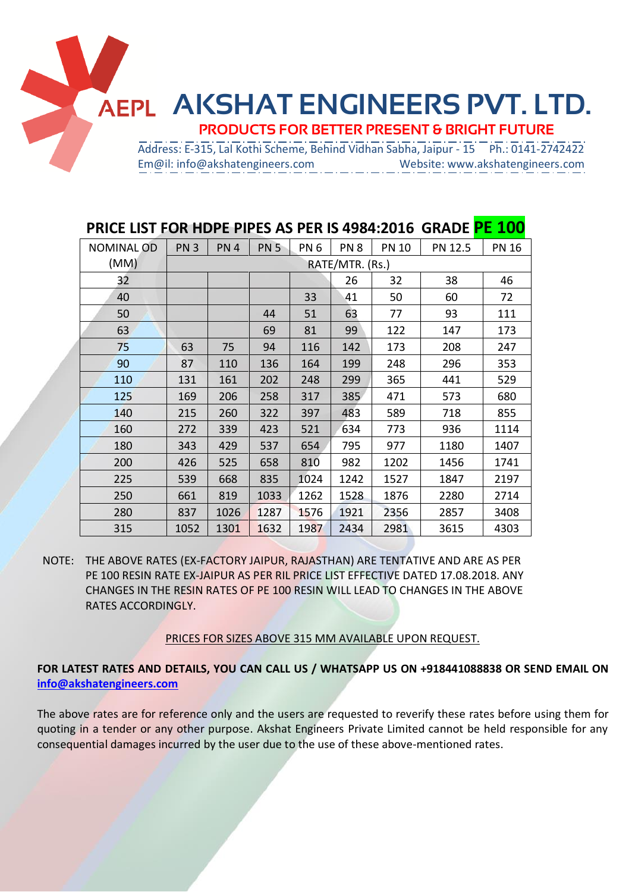# AEPL AKSHAT ENGINEERS PVT. LTD.

PRODUCTS FOR BETTER PRESENT & BRIGHT FUTURE

Address: E-315, Lal Kothi Scheme, Behind Vidhan Sabha, Jaipur - 15 Ph.: 0141-2742422
Em@il: info@akshatengineers.com Website: www.akshatengineers.com

## PRICE LIST FOR HDPE PIPES AS PER IS 4984:2016 GRADE PE 100

| NOMINAL OD (MM) | PN 3 | PN 4 | PN 5 | PN 6 | PN 8 | PN 10 | PN 12.5 | PN 16 |
|---|---|---|---|---|---|---|---|---|
| | RATE/MTR. (Rs.) | | | | | | | |
| 32 | | | | | 26 | 32 | 38 | 46 |
| 40 | | | | 33 | 41 | 50 | 60 | 72 |
| 50 | | | 44 | 51 | 63 | 77 | 93 | 111 |
| 63 | | | 69 | 81 | 99 | 122 | 147 | 173 |
| 75 | 63 | 75 | 94 | 116 | 142 | 173 | 208 | 247 |
| 90 | 87 | 110 | 136 | 164 | 199 | 248 | 296 | 353 |
| 110 | 131 | 161 | 202 | 248 | 299 | 365 | 441 | 529 |
| 125 | 169 | 206 | 258 | 317 | 385 | 471 | 573 | 680 |
| 140 | 215 | 260 | 322 | 397 | 483 | 589 | 718 | 855 |
| 160 | 272 | 339 | 423 | 521 | 634 | 773 | 936 | 1114 |
| 180 | 343 | 429 | 537 | 654 | 795 | 977 | 1180 | 1407 |
| 200 | 426 | 525 | 658 | 810 | 982 | 1202 | 1456 | 1741 |
| 225 | 539 | 668 | 835 | 1024 | 1242 | 1527 | 1847 | 2197 |
| 250 | 661 | 819 | 1033 | 1262 | 1528 | 1876 | 2280 | 2714 |
| 280 | 837 | 1026 | 1287 | 1576 | 1921 | 2356 | 2857 | 3408 |
| 315 | 1052 | 1301 | 1632 | 1987 | 2434 | 2981 | 3615 | 4303 |

NOTE: THE ABOVE RATES (EX-FACTORY JAIPUR, RAJASTHAN) ARE TENTATIVE AND ARE AS PER PE 100 RESIN RATE EX-JAIPUR AS PER RIL PRICE LIST EFFECTIVE DATED 17.08.2018. ANY CHANGES IN THE RESIN RATES OF PE 100 RESIN WILL LEAD TO CHANGES IN THE ABOVE RATES ACCORDINGLY.

PRICES FOR SIZES ABOVE 315 MM AVAILABLE UPON REQUEST.

**FOR LATEST RATES AND DETAILS, YOU CAN CALL US / WHATSAPP US ON +918441088838 OR SEND EMAIL ON info@akshatengineers.com**

The above rates are for reference only and the users are requested to reverify these rates before using them for quoting in a tender or any other purpose. Akshat Engineers Private Limited cannot be held responsible for any consequential damages incurred by the user due to the use of these above-mentioned rates.